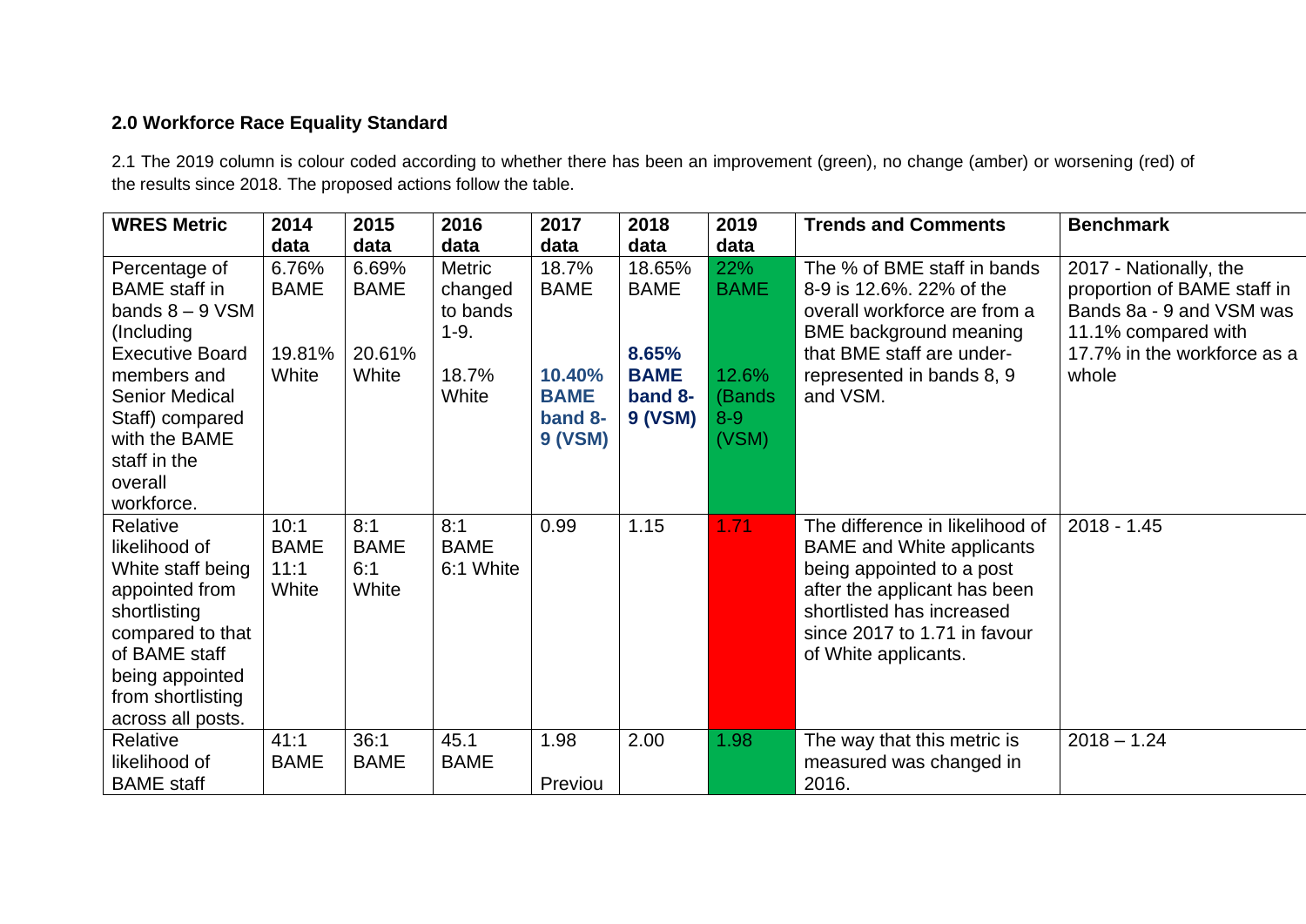## 2.0 Workforce Race Equality Standard

2.1 The 2019 column is colour coded according to whether there has been an improvement (green), no change (amber) or worsening (red) of the results since 2018. The proposed actions follow the table.

| WRES Metric | 2014 data | 2015 data | 2016 data | 2017 data | 2018 data | 2019 data | Trends and Comments | Benchmark |
|---|---|---|---|---|---|---|---|---|
| Percentage of BAME staff in bands 8 – 9 VSM (Including Executive Board members and Senior Medical Staff) compared with the BAME staff in the overall workforce. | 6.76% BAME<br><br>19.81% White | 6.69% BAME<br><br>20.61% White | Metric changed to bands 1-9.<br><br>18.7% White | 18.7% BAME<br><br>**10.40% BAME band 8-9 (VSM)** | 18.65% BAME<br><br>**8.65% BAME band 8-9 (VSM)** | 22% BAME<br><br>12.6% (Bands 8-9 (VSM) | The % of BME staff in bands 8-9 is 12.6%. 22% of the overall workforce are from a BME background meaning that BME staff are under-represented in bands 8, 9 and VSM. | 2017 - Nationally, the proportion of BAME staff in Bands 8a - 9 and VSM was 11.1% compared with 17.7% in the workforce as a whole |
| Relative likelihood of White staff being appointed from shortlisting compared to that of BAME staff being appointed from shortlisting across all posts. | 10:1 BAME<br>11:1 White | 8:1 BAME<br>6:1 White | 8:1 BAME<br>6:1 White | 0.99 | 1.15 | 1.71 | The difference in likelihood of BAME and White applicants being appointed to a post after the applicant has been shortlisted has increased since 2017 to 1.71 in favour of White applicants. | 2018 - 1.45 |
| Relative likelihood of BAME staff | 41:1 BAME | 36:1 BAME | 45.1 BAME | 1.98<br><br>Previou | 2.00 | 1.98 | The way that this metric is measured was changed in 2016. | 2018 – 1.24 |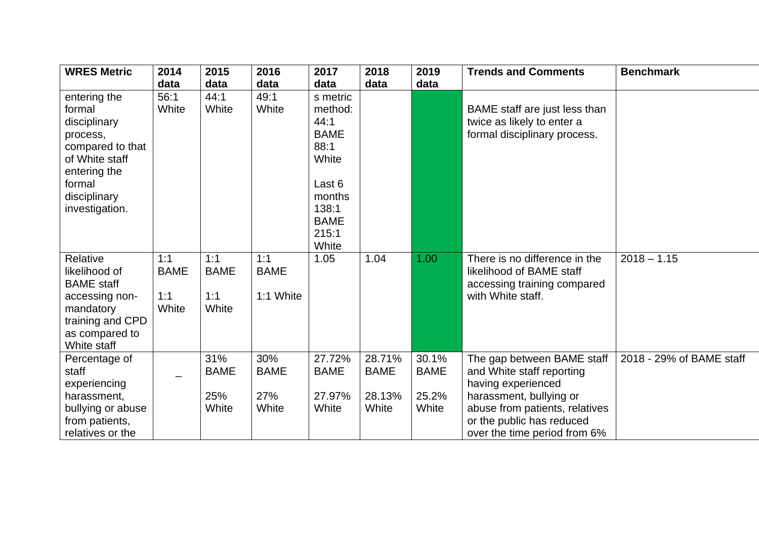| WRES Metric | 2014 data | 2015 data | 2016 data | 2017 data | 2018 data | 2019 data | Trends and Comments | Benchmark |
| --- | --- | --- | --- | --- | --- | --- | --- | --- |
| entering the formal disciplinary process, compared to that of White staff entering the formal disciplinary investigation. | 56:1 White | 44:1 White | 49:1 White | s metric method: 44:1 BAME 88:1 White<br><br>Last 6 months 138:1 BAME 215:1 White | | | BAME staff are just less than twice as likely to enter a formal disciplinary process. | |
| Relative likelihood of BAME staff accessing non-mandatory training and CPD as compared to White staff | 1:1 BAME<br><br>1:1 White | 1:1 BAME<br><br>1:1 White | 1:1 BAME<br><br>1:1 White | 1.05 | 1.04 | 1.00 | There is no difference in the likelihood of BAME staff accessing training compared with White staff. | 2018 – 1.15 |
| Percentage of staff experiencing harassment, bullying or abuse from patients, relatives or the | _ | 31% BAME<br><br>25% White | 30% BAME<br><br>27% White | 27.72% BAME<br><br>27.97% White | 28.71% BAME<br><br>28.13% White | 30.1% BAME<br><br>25.2% White | The gap between BAME staff and White staff reporting having experienced harassment, bullying or abuse from patients, relatives or the public has reduced over the time period from 6% | 2018 - 29% of BAME staff |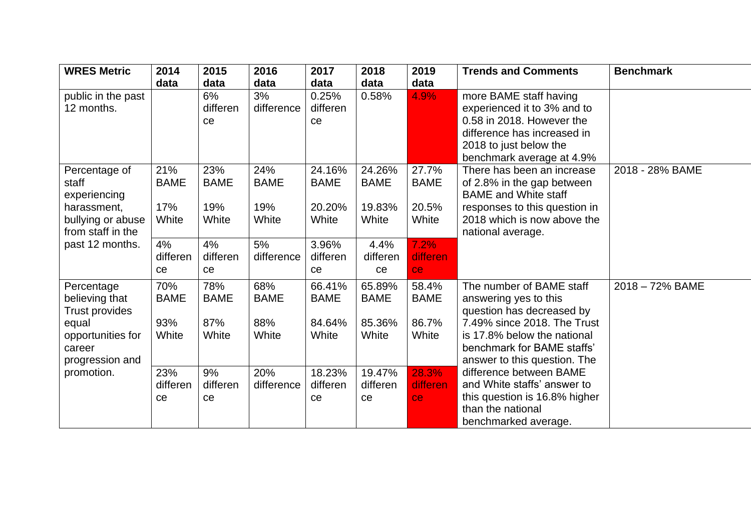| WRES Metric | 2014 data | 2015 data | 2016 data | 2017 data | 2018 data | 2019 data | Trends and Comments | Benchmark |
|---|---|---|---|---|---|---|---|---|
| public in the past 12 months. | | 6% difference | 3% difference | 0.25% difference | 0.58% | 4.9% | more BAME staff having experienced it to 3% and to 0.58 in 2018. However the difference has increased in 2018 to just below the benchmark average at 4.9% | |
| Percentage of staff experiencing harassment, bullying or abuse from staff in the past 12 months. | 21% BAME<br>17% White | 23% BAME<br>19% White | 24% BAME<br>19% White | 24.16% BAME<br>20.20% White | 24.26% BAME<br>19.83% White | 27.7% BAME<br>20.5% White | There has been an increase of 2.8% in the gap between BAME and White staff responses to this question in 2018 which is now above the national average. | 2018 - 28% BAME |
| | 4% difference | 4% difference | 5% difference | 3.96% difference | 4.4% difference | 7.2% difference | | |
| Percentage believing that Trust provides equal opportunities for career progression and promotion. | 70% BAME<br>93% White | 78% BAME<br>87% White | 68% BAME<br>88% White | 66.41% BAME<br>84.64% White | 65.89% BAME<br>85.36% White | 58.4% BAME<br>86.7% White | The number of BAME staff answering yes to this question has decreased by 7.49% since 2018. The Trust is 17.8% below the national benchmark for BAME staffs' answer to this question. The difference between BAME and White staffs' answer to this question is 16.8% higher than the national benchmarked average. | 2018 – 72% BAME |
| | 23% difference | 9% difference | 20% difference | 18.23% difference | 19.47% difference | 28.3% difference | | |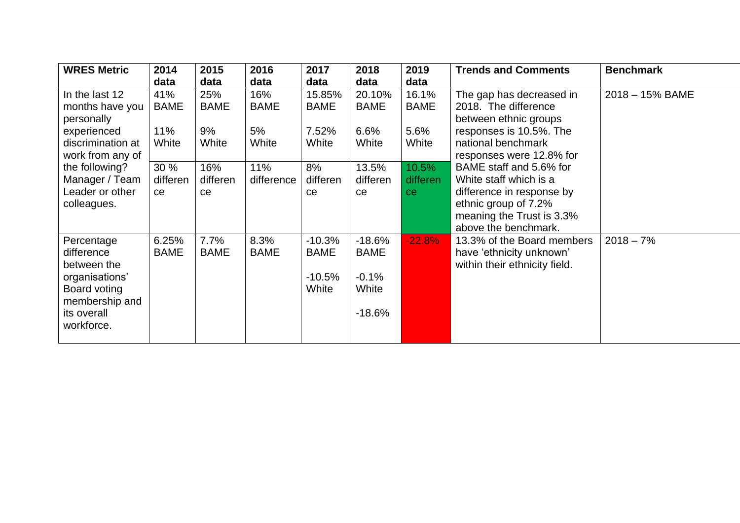| WRES Metric | 2014 data | 2015 data | 2016 data | 2017 data | 2018 data | 2019 data | Trends and Comments | Benchmark |
|---|---|---|---|---|---|---|---|---|
| In the last 12 months have you personally experienced discrimination at work from any of the following? Manager / Team Leader or other colleagues. | 41% BAME<br><br>11% White<br><br>30 % difference | 25% BAME<br><br>9% White<br><br>16% difference | 16% BAME<br><br>5% White<br><br>11% difference | 15.85% BAME<br><br>7.52% White<br><br>8% difference | 20.10% BAME<br><br>6.6% White<br><br>13.5% difference | 16.1% BAME<br><br>5.6% White<br><br>10.5% difference | The gap has decreased in 2018. The difference between ethnic groups responses is 10.5%. The national benchmark responses were 12.8% for BAME staff and 5.6% for White staff which is a difference in response by ethnic group of 7.2% meaning the Trust is 3.3% above the benchmark. | 2018 – 15% BAME |
| Percentage difference between the organisations' Board voting membership and its overall workforce. | 6.25% BAME | 7.7% BAME | 8.3% BAME | -10.3% BAME<br><br>-10.5% White | -18.6% BAME<br><br>-0.1% White<br><br>-18.6% | -22.8% | 13.3% of the Board members have 'ethnicity unknown' within their ethnicity field. | 2018 – 7% |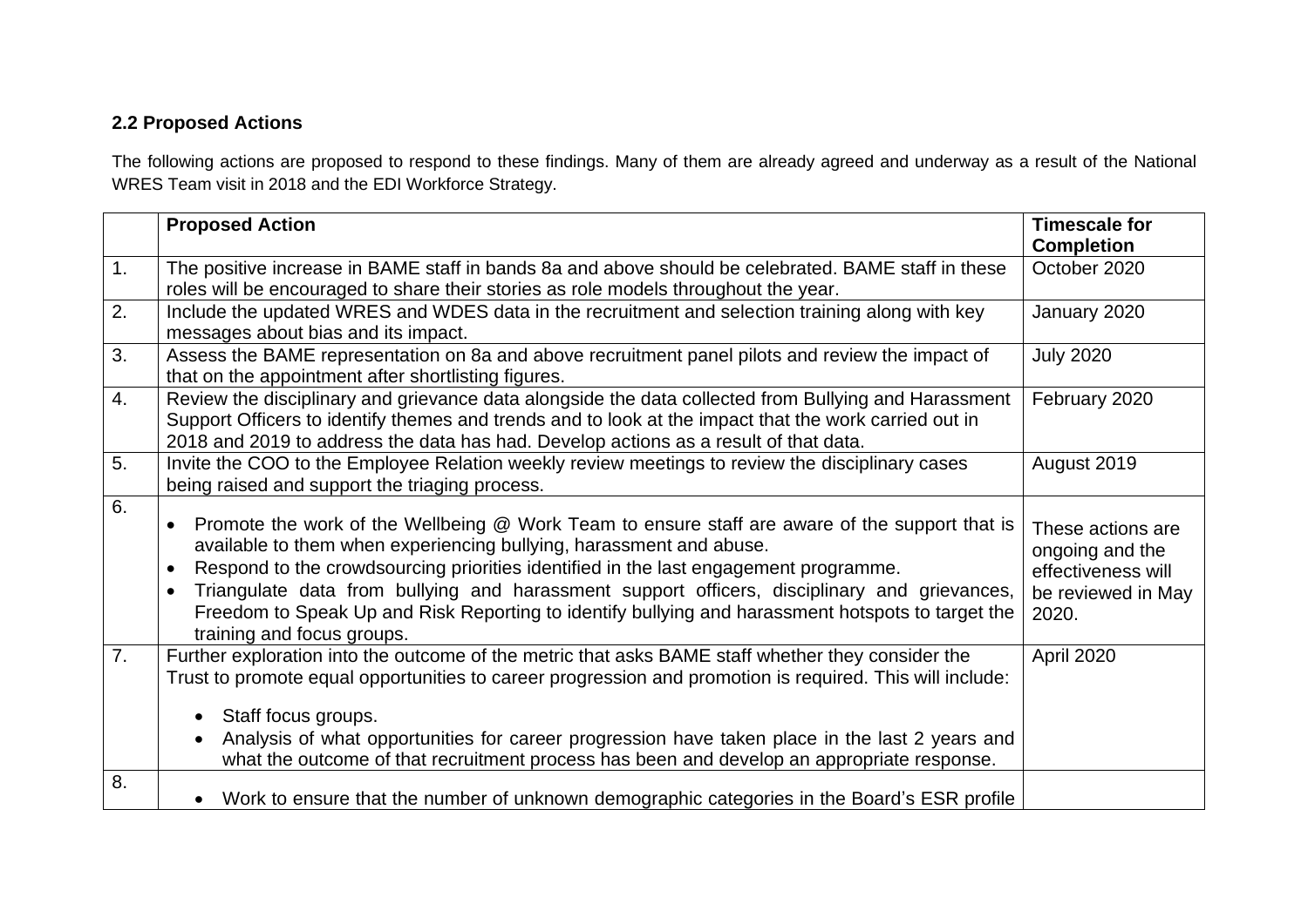## 2.2 Proposed Actions

The following actions are proposed to respond to these findings. Many of them are already agreed and underway as a result of the National WRES Team visit in 2018 and the EDI Workforce Strategy.

| | **Proposed Action** | **Timescale for Completion** |
|---|---|---|
| 1. | The positive increase in BAME staff in bands 8a and above should be celebrated. BAME staff in these roles will be encouraged to share their stories as role models throughout the year. | October 2020 |
| 2. | Include the updated WRES and WDES data in the recruitment and selection training along with key messages about bias and its impact. | January 2020 |
| 3. | Assess the BAME representation on 8a and above recruitment panel pilots and review the impact of that on the appointment after shortlisting figures. | July 2020 |
| 4. | Review the disciplinary and grievance data alongside the data collected from Bullying and Harassment Support Officers to identify themes and trends and to look at the impact that the work carried out in 2018 and 2019 to address the data has had. Develop actions as a result of that data. | February 2020 |
| 5. | Invite the COO to the Employee Relation weekly review meetings to review the disciplinary cases being raised and support the triaging process. | August 2019 |
| 6. | • Promote the work of the Wellbeing @ Work Team to ensure staff are aware of the support that is available to them when experiencing bullying, harassment and abuse.<br>• Respond to the crowdsourcing priorities identified in the last engagement programme.<br>• Triangulate data from bullying and harassment support officers, disciplinary and grievances, Freedom to Speak Up and Risk Reporting to identify bullying and harassment hotspots to target the training and focus groups. | These actions are ongoing and the effectiveness will be reviewed in May 2020. |
| 7. | Further exploration into the outcome of the metric that asks BAME staff whether they consider the Trust to promote equal opportunities to career progression and promotion is required. This will include:<br>• Staff focus groups.<br>• Analysis of what opportunities for career progression have taken place in the last 2 years and what the outcome of that recruitment process has been and develop an appropriate response. | April 2020 |
| 8. | • Work to ensure that the number of unknown demographic categories in the Board's ESR profile | |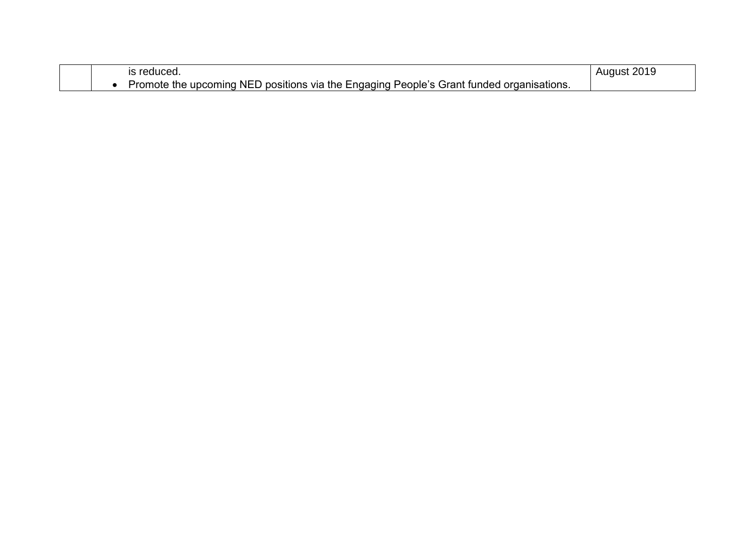| | | |
|---|---|---|
| | is reduced.<br>• Promote the upcoming NED positions via the Engaging People's Grant funded organisations. | August 2019 |